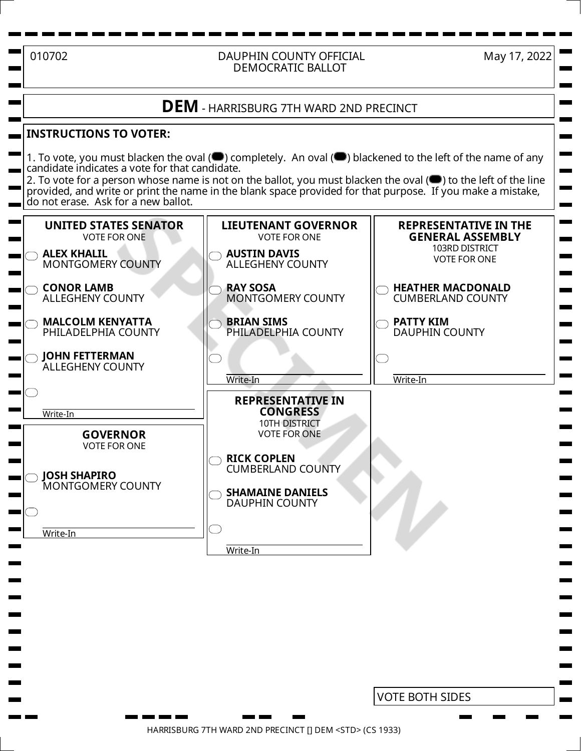010702

DAUPHIN COUNTY OFFICIAL
DEMOCRATIC BALLOT

May 17, 2022

# DEM - HARRISBURG 7TH WARD 2ND PRECINCT

**INSTRUCTIONS TO VOTER:**

1. To vote, you must blacken the oval (⬬) completely. An oval (⬬) blackened to the left of the name of any candidate indicates a vote for that candidate.
2. To vote for a person whose name is not on the ballot, you must blacken the oval (⬬) to the left of the line provided, and write or print the name in the blank space provided for that purpose. If you make a mistake, do not erase. Ask for a new ballot.

## UNITED STATES SENATOR
VOTE FOR ONE

- ⬭ **ALEX KHALIL** MONTGOMERY COUNTY
- ⬭ **CONOR LAMB** ALLEGHENY COUNTY
- ⬭ **MALCOLM KENYATTA** PHILADELPHIA COUNTY
- ⬭ **JOHN FETTERMAN** ALLEGHENY COUNTY
- ⬭ ________ Write-In

## GOVERNOR
VOTE FOR ONE

- ⬭ **JOSH SHAPIRO** MONTGOMERY COUNTY
- ⬭ ________ Write-In

## LIEUTENANT GOVERNOR
VOTE FOR ONE

- ⬭ **AUSTIN DAVIS** ALLEGHENY COUNTY
- ⬭ **RAY SOSA** MONTGOMERY COUNTY
- ⬭ **BRIAN SIMS** PHILADELPHIA COUNTY
- ⬭ ________ Write-In

## REPRESENTATIVE IN CONGRESS
10TH DISTRICT
VOTE FOR ONE

- ⬭ **RICK COPLEN** CUMBERLAND COUNTY
- ⬭ **SHAMAINE DANIELS** DAUPHIN COUNTY
- ⬭ ________ Write-In

## REPRESENTATIVE IN THE GENERAL ASSEMBLY
103RD DISTRICT
VOTE FOR ONE

- ⬭ **HEATHER MACDONALD** CUMBERLAND COUNTY
- ⬭ **PATTY KIM** DAUPHIN COUNTY
- ⬭ ________ Write-In

VOTE BOTH SIDES

HARRISBURG 7TH WARD 2ND PRECINCT [] DEM <STD> (CS 1933)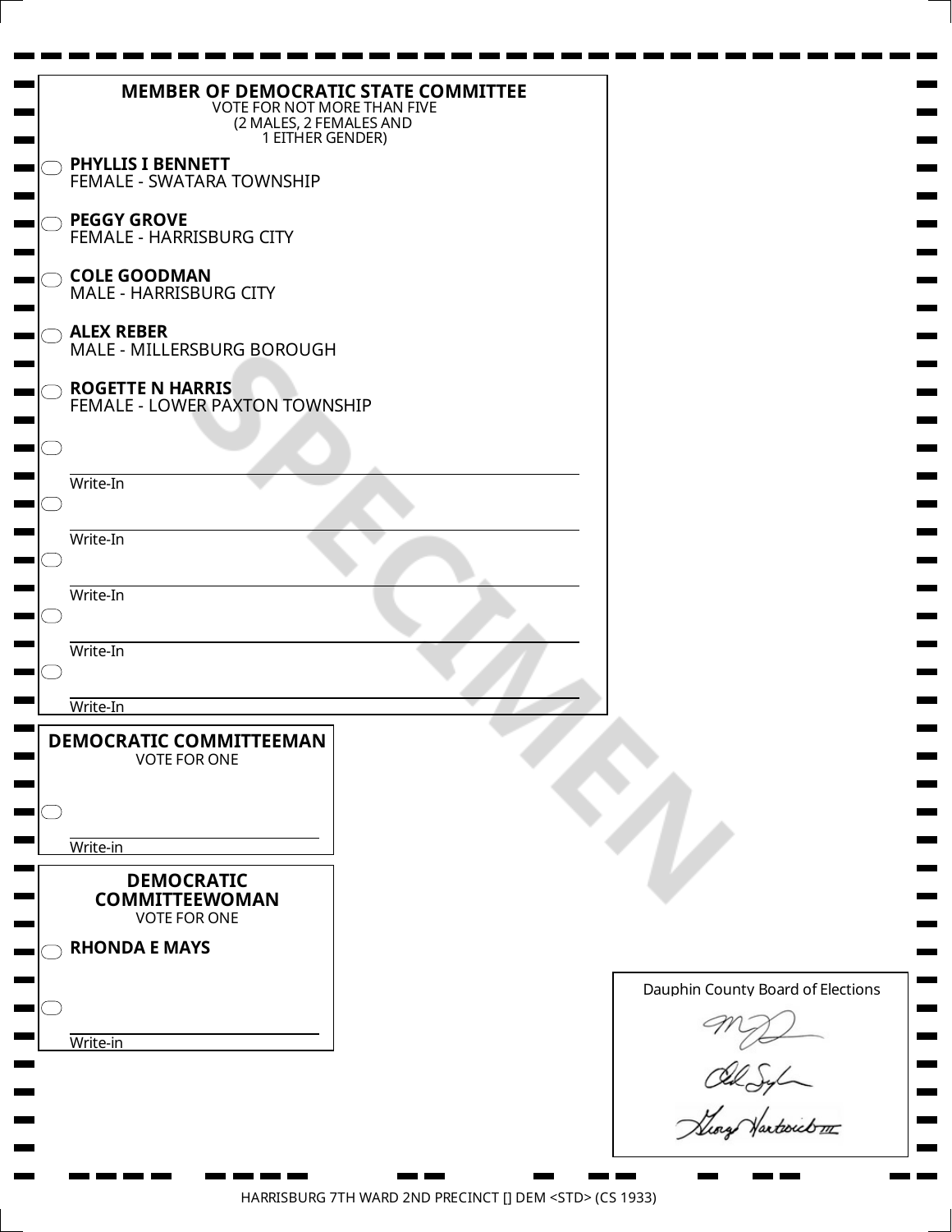## MEMBER OF DEMOCRATIC STATE COMMITTEE

VOTE FOR NOT MORE THAN FIVE
(2 MALES, 2 FEMALES AND
1 EITHER GENDER)

- **PHYLLIS I BENNETT**
  FEMALE - SWATARA TOWNSHIP
- **PEGGY GROVE**
  FEMALE - HARRISBURG CITY
- **COLE GOODMAN**
  MALE - HARRISBURG CITY
- **ALEX REBER**
  MALE - MILLERSBURG BOROUGH
- **ROGETTE N HARRIS**
  FEMALE - LOWER PAXTON TOWNSHIP
- Write-In
- Write-In
- Write-In
- Write-In
- Write-In

SPECIMEN

## DEMOCRATIC COMMITTEEMAN

VOTE FOR ONE

- Write-in

## DEMOCRATIC COMMITTEEWOMAN

VOTE FOR ONE

- **RHONDA E MAYS**
- Write-in

Dauphin County Board of Elections

HARRISBURG 7TH WARD 2ND PRECINCT [] DEM <STD> (CS 1933)